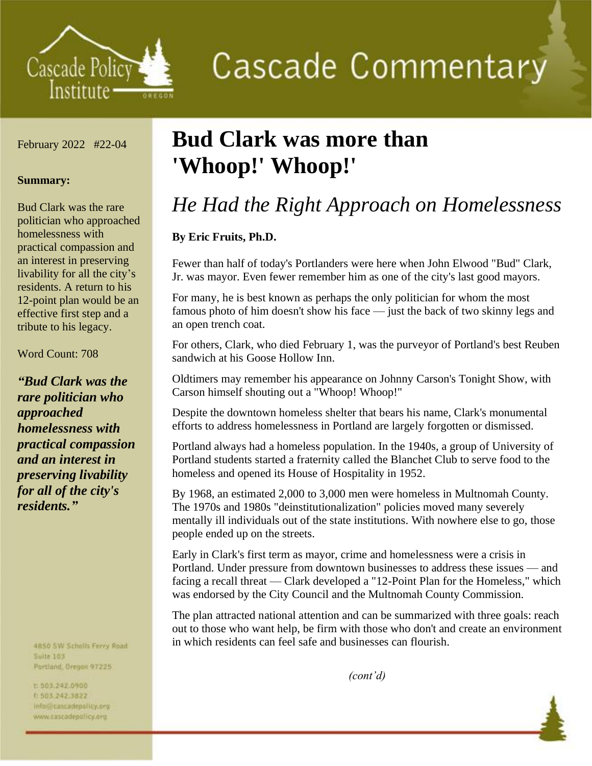Cascade Policy Institute

# Cascade Commentary

February 2022 #22-04

**Summary:**

Bud Clark was the rare politician who approached homelessness with practical compassion and an interest in preserving livability for all the city's residents. A return to his 12-point plan would be an effective first step and a tribute to his legacy.

Word Count: 708

***"Bud Clark was the rare politician who approached homelessness with practical compassion and an interest in preserving livability for all of the city's residents."***

4850 SW Scholls Ferry Road
Suite 103
Portland, Oregon 97225

t: 503.242.0900
f: 503.242.3822
info@cascadepolicy.org
www.cascadepolicy.org

# Bud Clark was more than 'Whoop!' Whoop!'

## *He Had the Right Approach on Homelessness*

**By Eric Fruits, Ph.D.**

Fewer than half of today's Portlanders were here when John Elwood "Bud" Clark, Jr. was mayor. Even fewer remember him as one of the city's last good mayors.

For many, he is best known as perhaps the only politician for whom the most famous photo of him doesn't show his face — just the back of two skinny legs and an open trench coat.

For others, Clark, who died February 1, was the purveyor of Portland's best Reuben sandwich at his Goose Hollow Inn.

Oldtimers may remember his appearance on Johnny Carson's Tonight Show, with Carson himself shouting out a "Whoop! Whoop!"

Despite the downtown homeless shelter that bears his name, Clark's monumental efforts to address homelessness in Portland are largely forgotten or dismissed.

Portland always had a homeless population. In the 1940s, a group of University of Portland students started a fraternity called the Blanchet Club to serve food to the homeless and opened its House of Hospitality in 1952.

By 1968, an estimated 2,000 to 3,000 men were homeless in Multnomah County. The 1970s and 1980s "deinstitutionalization" policies moved many severely mentally ill individuals out of the state institutions. With nowhere else to go, those people ended up on the streets.

Early in Clark's first term as mayor, crime and homelessness were a crisis in Portland. Under pressure from downtown businesses to address these issues — and facing a recall threat — Clark developed a "12-Point Plan for the Homeless," which was endorsed by the City Council and the Multnomah County Commission.

The plan attracted national attention and can be summarized with three goals: reach out to those who want help, be firm with those who don't and create an environment in which residents can feel safe and businesses can flourish.

*(cont'd)*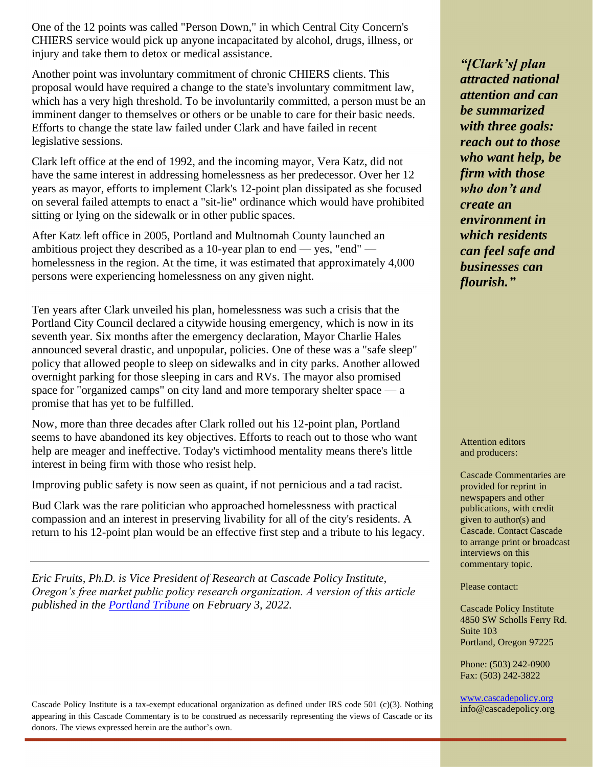One of the 12 points was called "Person Down," in which Central City Concern's CHIERS service would pick up anyone incapacitated by alcohol, drugs, illness, or injury and take them to detox or medical assistance.

Another point was involuntary commitment of chronic CHIERS clients. This proposal would have required a change to the state's involuntary commitment law, which has a very high threshold. To be involuntarily committed, a person must be an imminent danger to themselves or others or be unable to care for their basic needs. Efforts to change the state law failed under Clark and have failed in recent legislative sessions.

Clark left office at the end of 1992, and the incoming mayor, Vera Katz, did not have the same interest in addressing homelessness as her predecessor. Over her 12 years as mayor, efforts to implement Clark's 12-point plan dissipated as she focused on several failed attempts to enact a "sit-lie" ordinance which would have prohibited sitting or lying on the sidewalk or in other public spaces.

After Katz left office in 2005, Portland and Multnomah County launched an ambitious project they described as a 10-year plan to end — yes, "end" — homelessness in the region. At the time, it was estimated that approximately 4,000 persons were experiencing homelessness on any given night.

Ten years after Clark unveiled his plan, homelessness was such a crisis that the Portland City Council declared a citywide housing emergency, which is now in its seventh year. Six months after the emergency declaration, Mayor Charlie Hales announced several drastic, and unpopular, policies. One of these was a "safe sleep" policy that allowed people to sleep on sidewalks and in city parks. Another allowed overnight parking for those sleeping in cars and RVs. The mayor also promised space for "organized camps" on city land and more temporary shelter space — a promise that has yet to be fulfilled.

Now, more than three decades after Clark rolled out his 12-point plan, Portland seems to have abandoned its key objectives. Efforts to reach out to those who want help are meager and ineffective. Today's victimhood mentality means there's little interest in being firm with those who resist help.

Improving public safety is now seen as quaint, if not pernicious and a tad racist.

Bud Clark was the rare politician who approached homelessness with practical compassion and an interest in preserving livability for all of the city's residents. A return to his 12-point plan would be an effective first step and a tribute to his legacy.

---

*Eric Fruits, Ph.D. is Vice President of Research at Cascade Policy Institute, Oregon's free market public policy research organization. A version of this article published in the Portland Tribune on February 3, 2022.*

Cascade Policy Institute is a tax-exempt educational organization as defined under IRS code 501 (c)(3). Nothing appearing in this Cascade Commentary is to be construed as necessarily representing the views of Cascade or its donors. The views expressed herein are the author's own.

***"[Clark's] plan attracted national attention and can be summarized with three goals: reach out to those who want help, be firm with those who don't and create an environment in which residents can feel safe and businesses can flourish."***

Attention editors and producers:

Cascade Commentaries are provided for reprint in newspapers and other publications, with credit given to author(s) and Cascade. Contact Cascade to arrange print or broadcast interviews on this commentary topic.

Please contact:

Cascade Policy Institute
4850 SW Scholls Ferry Rd.
Suite 103
Portland, Oregon 97225

Phone: (503) 242-0900
Fax: (503) 242-3822

www.cascadepolicy.org
info@cascadepolicy.org